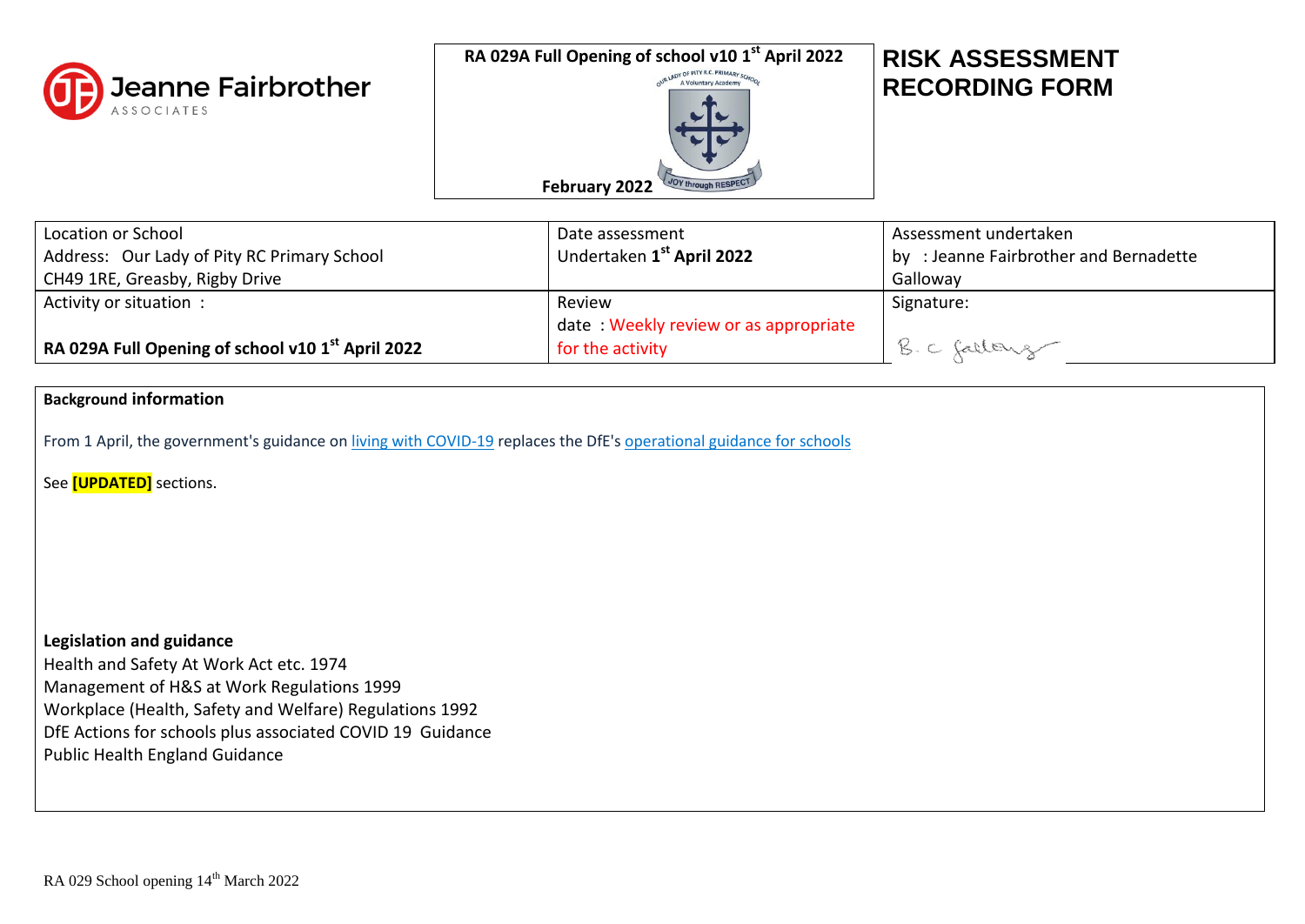Jeanne Fairbrother ASSOCIATES

**RA 029A Full Opening of school v10 1st April 2022**

**February 2022**

# RISK ASSESSMENT RECORDING FORM

| Location or School<br>Address: Our Lady of Pity RC Primary School<br>CH49 1RE, Greasby, Rigby Drive | Date assessment<br>Undertaken **1st April 2022** | Assessment undertaken<br>by : Jeanne Fairbrother and Bernadette Galloway |
|---|---|---|
| Activity or situation :<br><br>**RA 029A Full Opening of school v10 1st April 2022** | Review<br>date : Weekly review or as appropriate for the activity | Signature:<br><br>B. C Galloway |

**Background information**

From 1 April, the government's guidance on living with COVID-19 replaces the DfE's operational guidance for schools

See **[UPDATED]** sections.

**Legislation and guidance**

Health and Safety At Work Act etc. 1974
Management of H&S at Work Regulations 1999
Workplace (Health, Safety and Welfare) Regulations 1992
DfE Actions for schools plus associated COVID 19 Guidance
Public Health England Guidance

RA 029 School opening 14th March 2022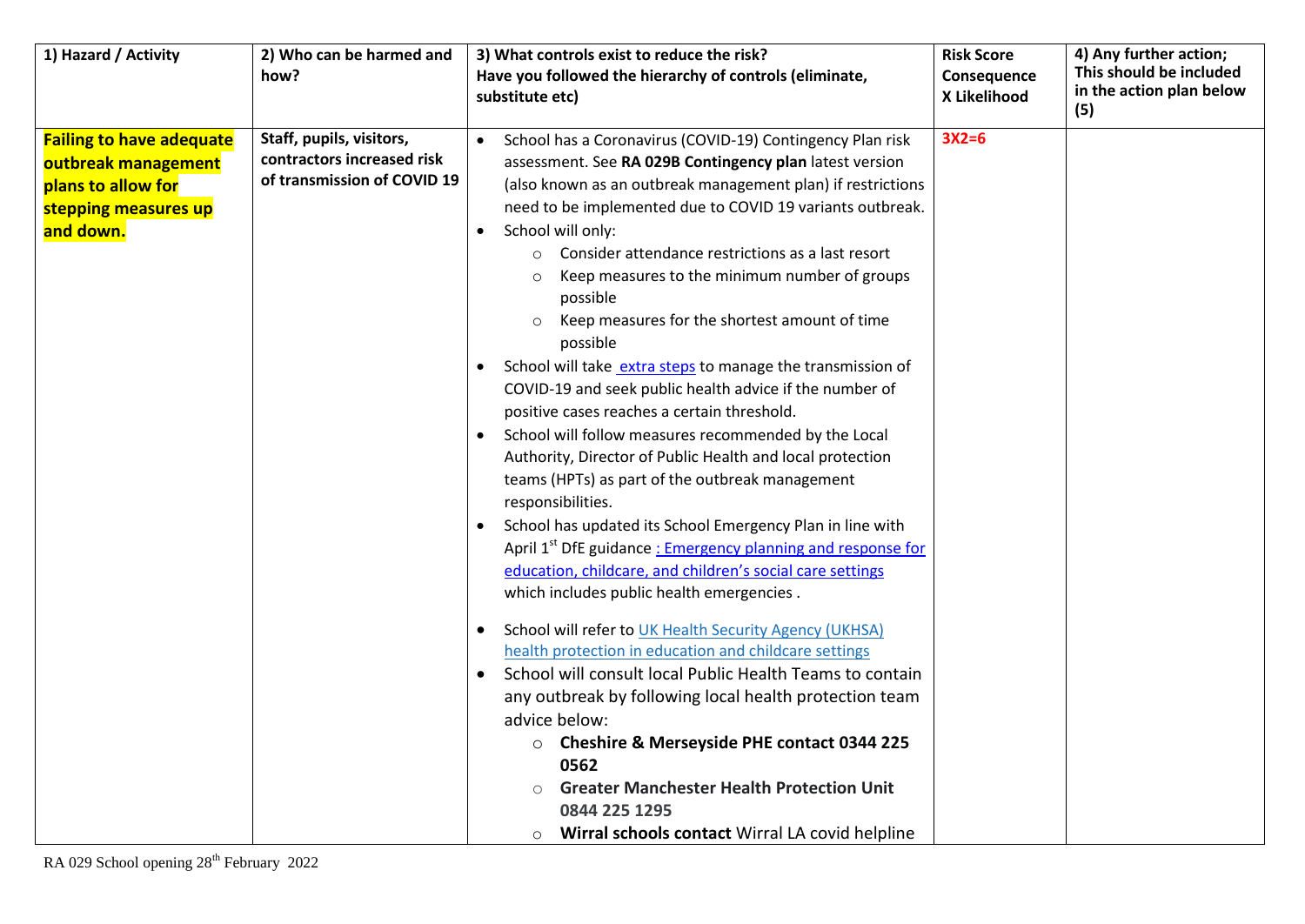| 1) Hazard / Activity | 2) Who can be harmed and how? | 3) What controls exist to reduce the risk? Have you followed the hierarchy of controls (eliminate, substitute etc) | Risk Score Consequence X Likelihood | 4) Any further action; This should be included in the action plan below (5) |
|---|---|---|---|---|
| **Failing to have adequate outbreak management plans to allow for stepping measures up and down.** | **Staff, pupils, visitors, contractors increased risk of transmission of COVID 19** | • School has a Coronavirus (COVID-19) Contingency Plan risk assessment. See **RA 029B Contingency plan** latest version (also known as an outbreak management plan) if restrictions need to be implemented due to COVID 19 variants outbreak.<br>• School will only:<br>  ○ Consider attendance restrictions as a last resort<br>  ○ Keep measures to the minimum number of groups possible<br>  ○ Keep measures for the shortest amount of time possible<br>• School will take extra steps to manage the transmission of COVID-19 and seek public health advice if the number of positive cases reaches a certain threshold.<br>• School will follow measures recommended by the Local Authority, Director of Public Health and local protection teams (HPTs) as part of the outbreak management responsibilities.<br>• School has updated its School Emergency Plan in line with April 1st DfE guidance : Emergency planning and response for education, childcare, and children's social care settings which includes public health emergencies .<br>• School will refer to UK Health Security Agency (UKHSA) health protection in education and childcare settings<br>• School will consult local Public Health Teams to contain any outbreak by following local health protection team advice below:<br>  ○ **Cheshire & Merseyside PHE contact 0344 225 0562**<br>  ○ **Greater Manchester Health Protection Unit 0844 225 1295**<br>  ○ **Wirral schools contact** Wirral LA covid helpline | 3X2=6 | |

RA 029 School opening 28th February 2022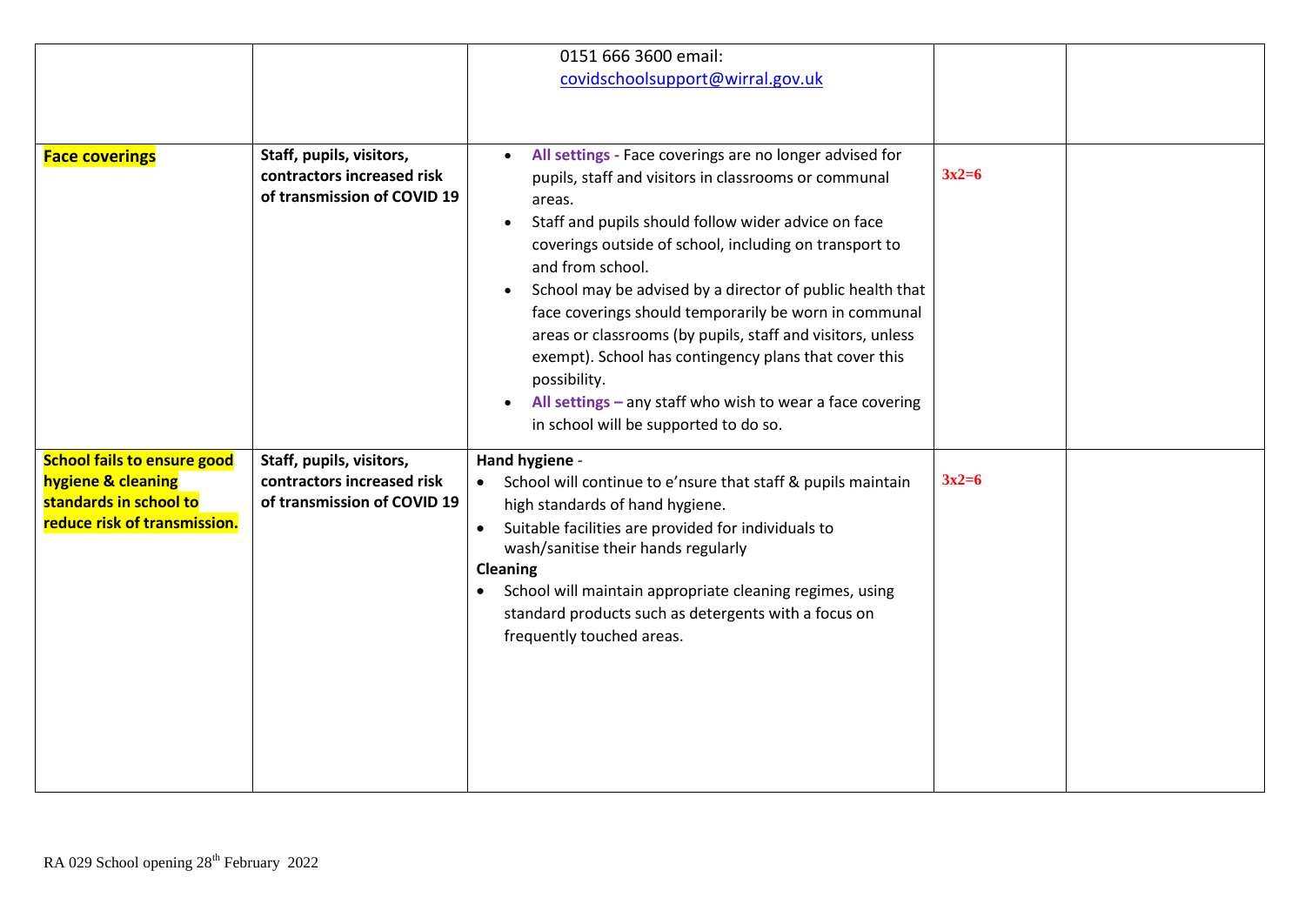| | | | | |
|---|---|---|---|---|
| | | 0151 666 3600 email: covidschoolsupport@wirral.gov.uk | | |
| **Face coverings** | **Staff, pupils, visitors, contractors increased risk of transmission of COVID 19** | • **All settings -** Face coverings are no longer advised for pupils, staff and visitors in classrooms or communal areas.<br>• Staff and pupils should follow wider advice on face coverings outside of school, including on transport to and from school.<br>• School may be advised by a director of public health that face coverings should temporarily be worn in communal areas or classrooms (by pupils, staff and visitors, unless exempt). School has contingency plans that cover this possibility.<br>• **All settings –** any staff who wish to wear a face covering in school will be supported to do so. | **3x2=6** | |
| **School fails to ensure good hygiene & cleaning standards in school to reduce risk of transmission.** | **Staff, pupils, visitors, contractors increased risk of transmission of COVID 19** | **Hand hygiene** -<br>• School will continue to e'nsure that staff & pupils maintain high standards of hand hygiene.<br>• Suitable facilities are provided for individuals to wash/sanitise their hands regularly<br>**Cleaning**<br>• School will maintain appropriate cleaning regimes, using standard products such as detergents with a focus on frequently touched areas. | **3x2=6** | |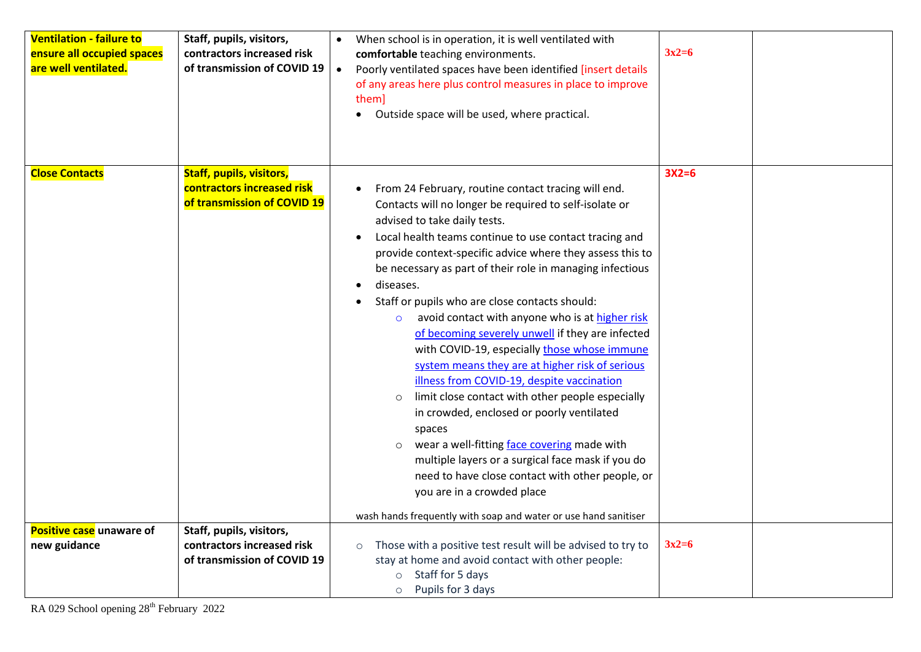| **Ventilation - failure to ensure all occupied spaces are well ventilated.** | **Staff, pupils, visitors, contractors increased risk of transmission of COVID 19** | • When school is in operation, it is well ventilated with **comfortable** teaching environments.<br>• Poorly ventilated spaces have been identified [insert details of any areas here plus control measures in place to improve them]<br>• Outside space will be used, where practical. | 3x2=6 | |
|---|---|---|---|---|
| **Close Contacts** | **Staff, pupils, visitors, contractors increased risk of transmission of COVID 19** | • From 24 February, routine contact tracing will end. Contacts will no longer be required to self-isolate or advised to take daily tests.<br>• Local health teams continue to use contact tracing and provide context-specific advice where they assess this to be necessary as part of their role in managing infectious<br>• diseases.<br>• Staff or pupils who are close contacts should:<br>  ○ avoid contact with anyone who is at higher risk of becoming severely unwell if they are infected with COVID-19, especially those whose immune system means they are at higher risk of serious illness from COVID-19, despite vaccination<br>  ○ limit close contact with other people especially in crowded, enclosed or poorly ventilated spaces<br>  ○ wear a well-fitting face covering made with multiple layers or a surgical face mask if you do need to have close contact with other people, or you are in a crowded place<br><br>wash hands frequently with soap and water or use hand sanitiser | 3X2=6 | |
| **Positive case unaware of new guidance** | **Staff, pupils, visitors, contractors increased risk of transmission of COVID 19** | ○ Those with a positive test result will be advised to try to stay at home and avoid contact with other people:<br>  ○ Staff for 5 days<br>  ○ Pupils for 3 days | 3x2=6 | |

RA 029 School opening 28th February 2022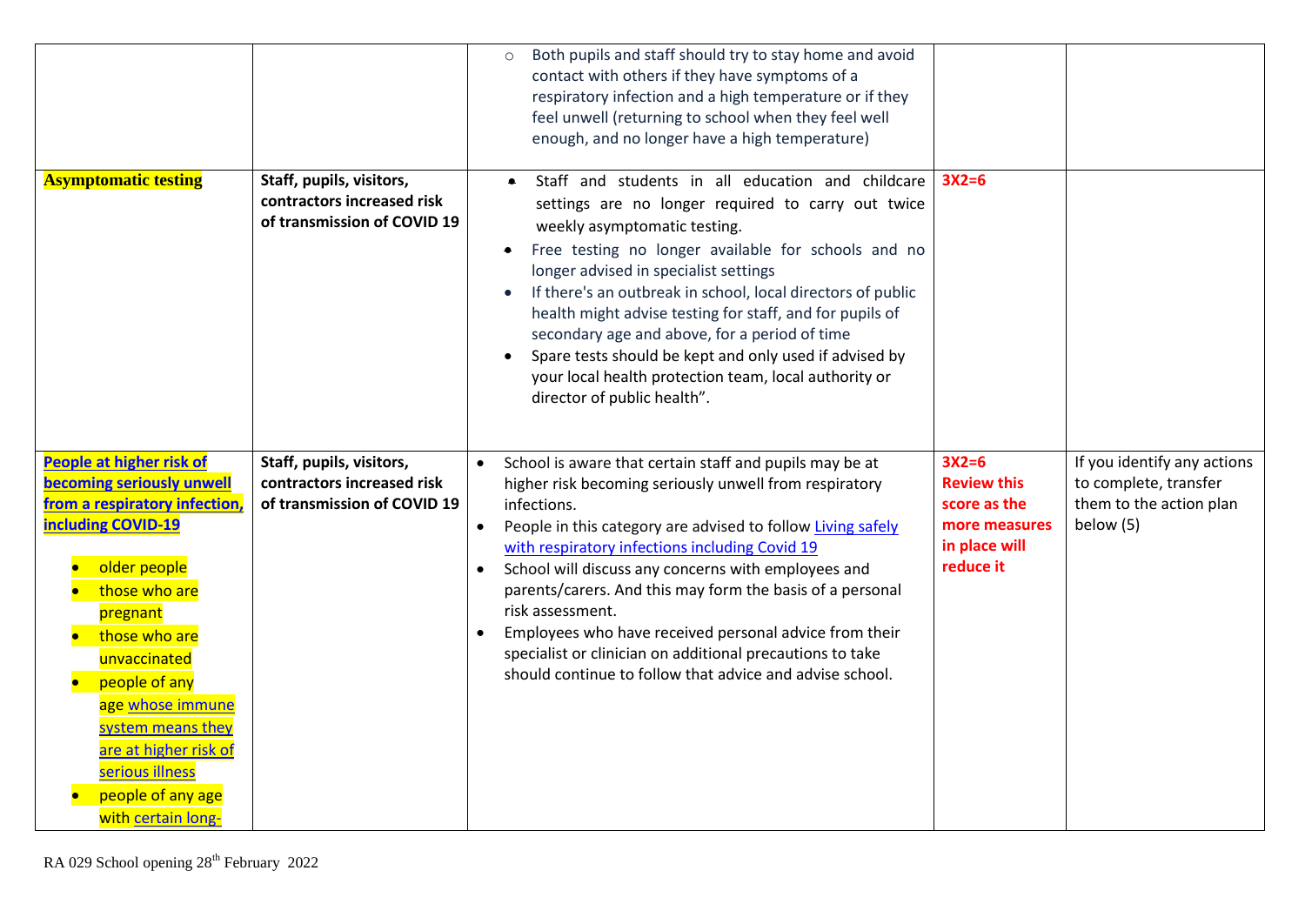| | | | | |
|---|---|---|---|---|
| | | ○ Both pupils and staff should try to stay home and avoid contact with others if they have symptoms of a respiratory infection and a high temperature or if they feel unwell (returning to school when they feel well enough, and no longer have a high temperature) | | |
| **Asymptomatic testing** | **Staff, pupils, visitors, contractors increased risk of transmission of COVID 19** | • Staff and students in all education and childcare settings are no longer required to carry out twice weekly asymptomatic testing.<br>• Free testing no longer available for schools and no longer advised in specialist settings<br>• If there's an outbreak in school, local directors of public health might advise testing for staff, and for pupils of secondary age and above, for a period of time<br>• Spare tests should be kept and only used if advised by your local health protection team, local authority or director of public health". | **3X2=6** | |
| **People at higher risk of becoming seriously unwell from a respiratory infection, including COVID-19**<br>• older people<br>• those who are pregnant<br>• those who are unvaccinated<br>• people of any age whose immune system means they are at higher risk of serious illness<br>• people of any age with certain long- | **Staff, pupils, visitors, contractors increased risk of transmission of COVID 19** | • School is aware that certain staff and pupils may be at higher risk becoming seriously unwell from respiratory infections.<br>• People in this category are advised to follow Living safely with respiratory infections including Covid 19<br>• School will discuss any concerns with employees and parents/carers. And this may form the basis of a personal risk assessment.<br>• Employees who have received personal advice from their specialist or clinician on additional precautions to take should continue to follow that advice and advise school. | **3X2=6**<br>**Review this score as the more measures in place will reduce it** | If you identify any actions to complete, transfer them to the action plan below (5) |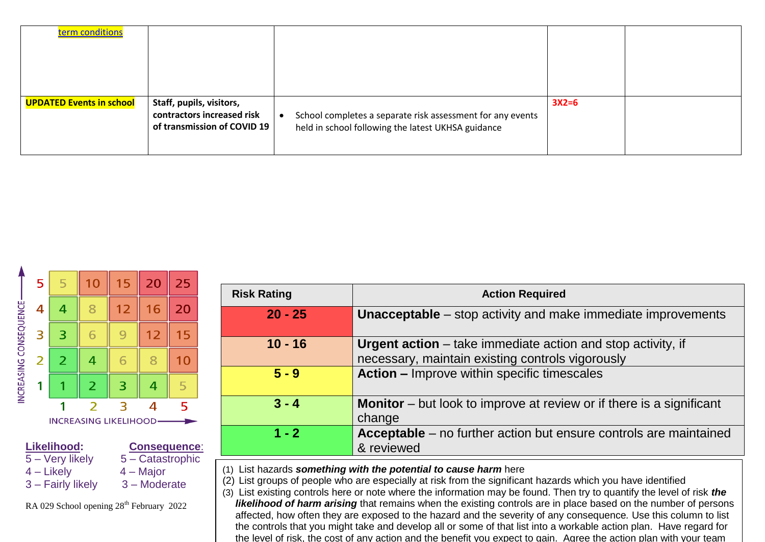| | | | | |
|---|---|---|---|---|
| term conditions | | | | |
| **UPDATED Events in school** | **Staff, pupils, visitors, contractors increased risk of transmission of COVID 19** | • School completes a separate risk assessment for any events held in school following the latest UKHSA guidance | **3X2=6** | |

| Consequence \ Likelihood | 1 | 2 | 3 | 4 | 5 |
|---|---|---|---|---|---|
| 5 | 5 | 10 | 15 | 20 | 25 |
| 4 | 4 | 8 | 12 | 16 | 20 |
| 3 | 3 | 6 | 9 | 12 | 15 |
| 2 | 2 | 4 | 6 | 8 | 10 |
| 1 | 1 | 2 | 3 | 4 | 5 |

INCREASING CONSEQUENCE / INCREASING LIKELIHOOD

**Likelihood:**
5 – Very likely
4 – Likely
3 – Fairly likely

**Consequence:**
5 – Catastrophic
4 – Major
3 – Moderate

RA 029 School opening 28th February 2022

| Risk Rating | Action Required |
|---|---|
| **20 - 25** | **Unacceptable** – stop activity and make immediate improvements |
| **10 - 16** | **Urgent action** – take immediate action and stop activity, if necessary, maintain existing controls vigorously |
| **5 - 9** | **Action –** Improve within specific timescales |
| **3 - 4** | **Monitor** – but look to improve at review or if there is a significant change |
| **1 - 2** | **Acceptable** – no further action but ensure controls are maintained & reviewed |

(1) List hazards ***something with the potential to cause harm*** here
(2) List groups of people who are especially at risk from the significant hazards which you have identified
(3) List existing controls here or note where the information may be found. Then try to quantify the level of risk ***the likelihood of harm arising*** that remains when the existing controls are in place based on the number of persons affected, how often they are exposed to the hazard and the severity of any consequence. Use this column to list the controls that you might take and develop all or some of that list into a workable action plan. Have regard for the level of risk, the cost of any action and the benefit you expect to gain. Agree the action plan with your team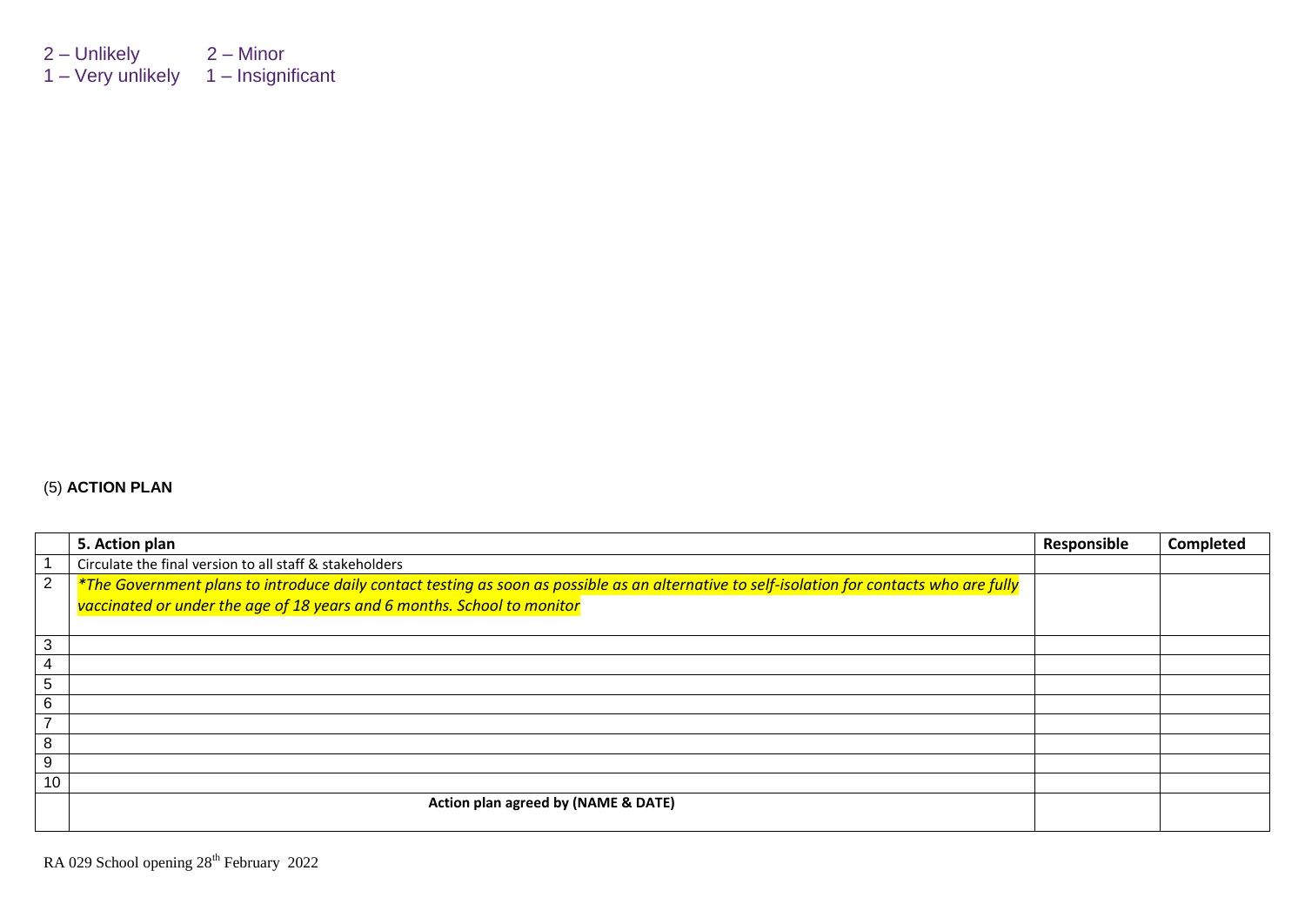2 – Unlikely 2 – Minor
1 – Very unlikely 1 – Insignificant

(5) **ACTION PLAN**

| | **5. Action plan** | **Responsible** | **Completed** |
|---|---|---|---|
| 1 | Circulate the final version to all staff & stakeholders | | |
| 2 | *\*The Government plans to introduce daily contact testing as soon as possible as an alternative to self-isolation for contacts who are fully vaccinated or under the age of 18 years and 6 months. School to monitor* | | |
| 3 | | | |
| 4 | | | |
| 5 | | | |
| 6 | | | |
| 7 | | | |
| 8 | | | |
| 9 | | | |
| 10 | | | |
| | **Action plan agreed by (NAME & DATE)** | | |

RA 029 School opening 28th February 2022